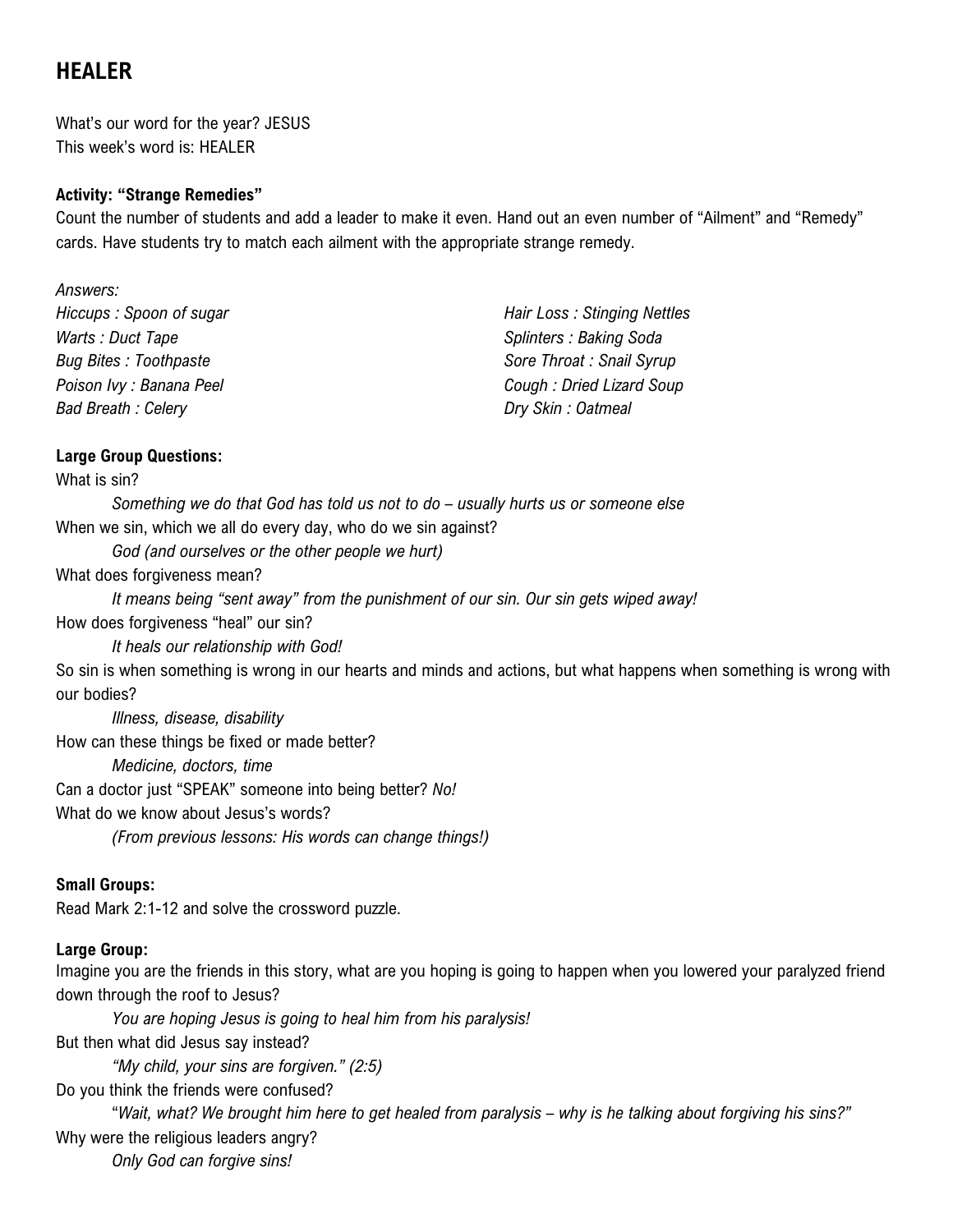# HEALER

What's our word for the year? JESUS
This week's word is: HEALER

**Activity: "Strange Remedies"**

Count the number of students and add a leader to make it even. Hand out an even number of "Ailment" and "Remedy" cards. Have students try to match each ailment with the appropriate strange remedy.

*Answers:*

*Hiccups : Spoon of sugar*
*Warts : Duct Tape*
*Bug Bites : Toothpaste*
*Poison Ivy : Banana Peel*
*Bad Breath : Celery*
*Hair Loss : Stinging Nettles*
*Splinters : Baking Soda*
*Sore Throat : Snail Syrup*
*Cough : Dried Lizard Soup*
*Dry Skin : Oatmeal*

**Large Group Questions:**

What is sin?
*Something we do that God has told us not to do – usually hurts us or someone else*

When we sin, which we all do every day, who do we sin against?
*God (and ourselves or the other people we hurt)*

What does forgiveness mean?
*It means being "sent away" from the punishment of our sin. Our sin gets wiped away!*

How does forgiveness "heal" our sin?
*It heals our relationship with God!*

So sin is when something is wrong in our hearts and minds and actions, but what happens when something is wrong with our bodies?
*Illness, disease, disability*

How can these things be fixed or made better?
*Medicine, doctors, time*

Can a doctor just "SPEAK" someone into being better? *No!*

What do we know about Jesus's words?
*(From previous lessons: His words can change things!)*

**Small Groups:**

Read Mark 2:1-12 and solve the crossword puzzle.

**Large Group:**

Imagine you are the friends in this story, what are you hoping is going to happen when you lowered your paralyzed friend down through the roof to Jesus?
*You are hoping Jesus is going to heal him from his paralysis!*

But then what did Jesus say instead?
*"My child, your sins are forgiven." (2:5)*

Do you think the friends were confused?
"*Wait, what? We brought him here to get healed from paralysis – why is he talking about forgiving his sins?"*

Why were the religious leaders angry?
*Only God can forgive sins!*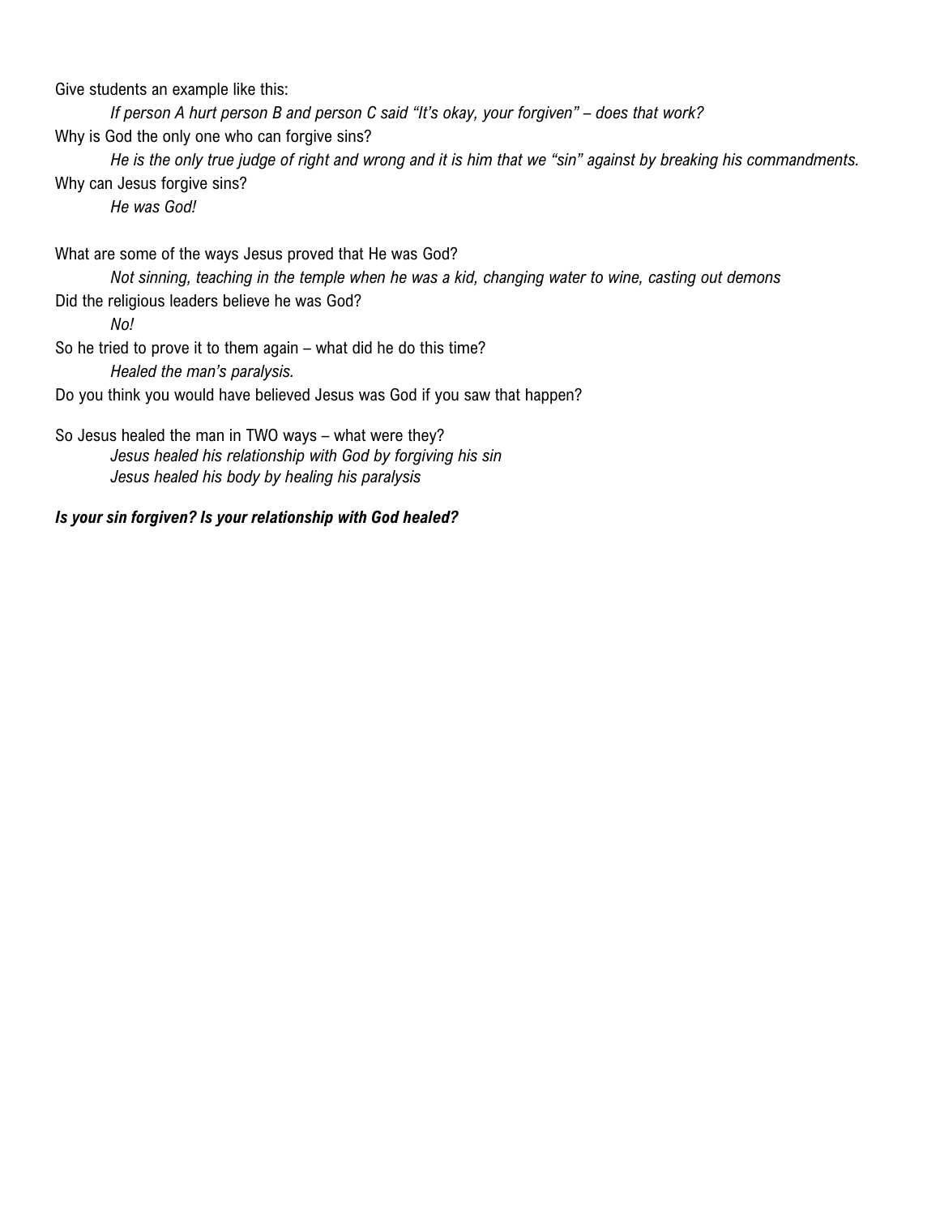Give students an example like this:

*If person A hurt person B and person C said "It's okay, your forgiven" – does that work?*

Why is God the only one who can forgive sins?

*He is the only true judge of right and wrong and it is him that we "sin" against by breaking his commandments.*

Why can Jesus forgive sins?

*He was God!*

What are some of the ways Jesus proved that He was God?

*Not sinning, teaching in the temple when he was a kid, changing water to wine, casting out demons*

Did the religious leaders believe he was God?

*No!*

So he tried to prove it to them again – what did he do this time?

*Healed the man's paralysis.*

Do you think you would have believed Jesus was God if you saw that happen?

So Jesus healed the man in TWO ways – what were they?

*Jesus healed his relationship with God by forgiving his sin*
*Jesus healed his body by healing his paralysis*

***Is your sin forgiven? Is your relationship with God healed?***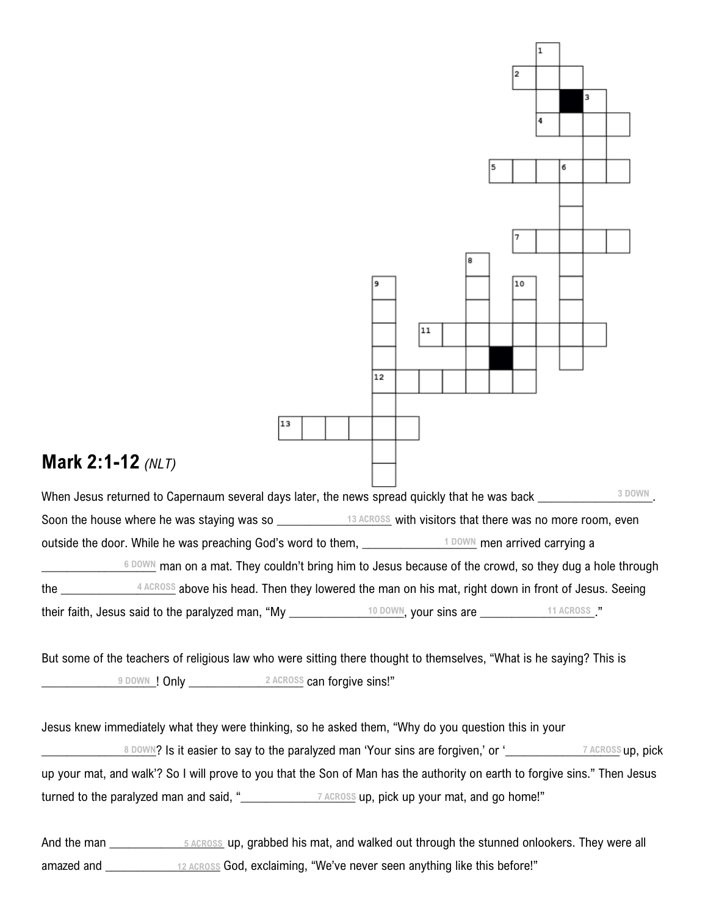## Mark 2:1-12 *(NLT)*

When Jesus returned to Capernaum several days later, the news spread quickly that he was back ________________ 3 DOWN. Soon the house where he was staying was so ________________ 13 ACROSS with visitors that there was no more room, even outside the door. While he was preaching God's word to them, ________________ 1 DOWN men arrived carrying a ________________ 6 DOWN man on a mat. They couldn't bring him to Jesus because of the crowd, so they dug a hole through the ________________ 4 ACROSS above his head. Then they lowered the man on his mat, right down in front of Jesus. Seeing their faith, Jesus said to the paralyzed man, "My ________________ 10 DOWN, your sins are ________________ 11 ACROSS."

But some of the teachers of religious law who were sitting there thought to themselves, "What is he saying? This is ________________ 9 DOWN! Only ________________ 2 ACROSS can forgive sins!"

Jesus knew immediately what they were thinking, so he asked them, "Why do you question this in your ________________ 8 DOWN? Is it easier to say to the paralyzed man 'Your sins are forgiven,' or '________________ 7 ACROSS up, pick up your mat, and walk'? So I will prove to you that the Son of Man has the authority on earth to forgive sins." Then Jesus turned to the paralyzed man and said, "________________ 7 ACROSS up, pick up your mat, and go home!"

And the man ________________ 5 ACROSS up, grabbed his mat, and walked out through the stunned onlookers. They were all amazed and ________________ 12 ACROSS God, exclaiming, "We've never seen anything like this before!"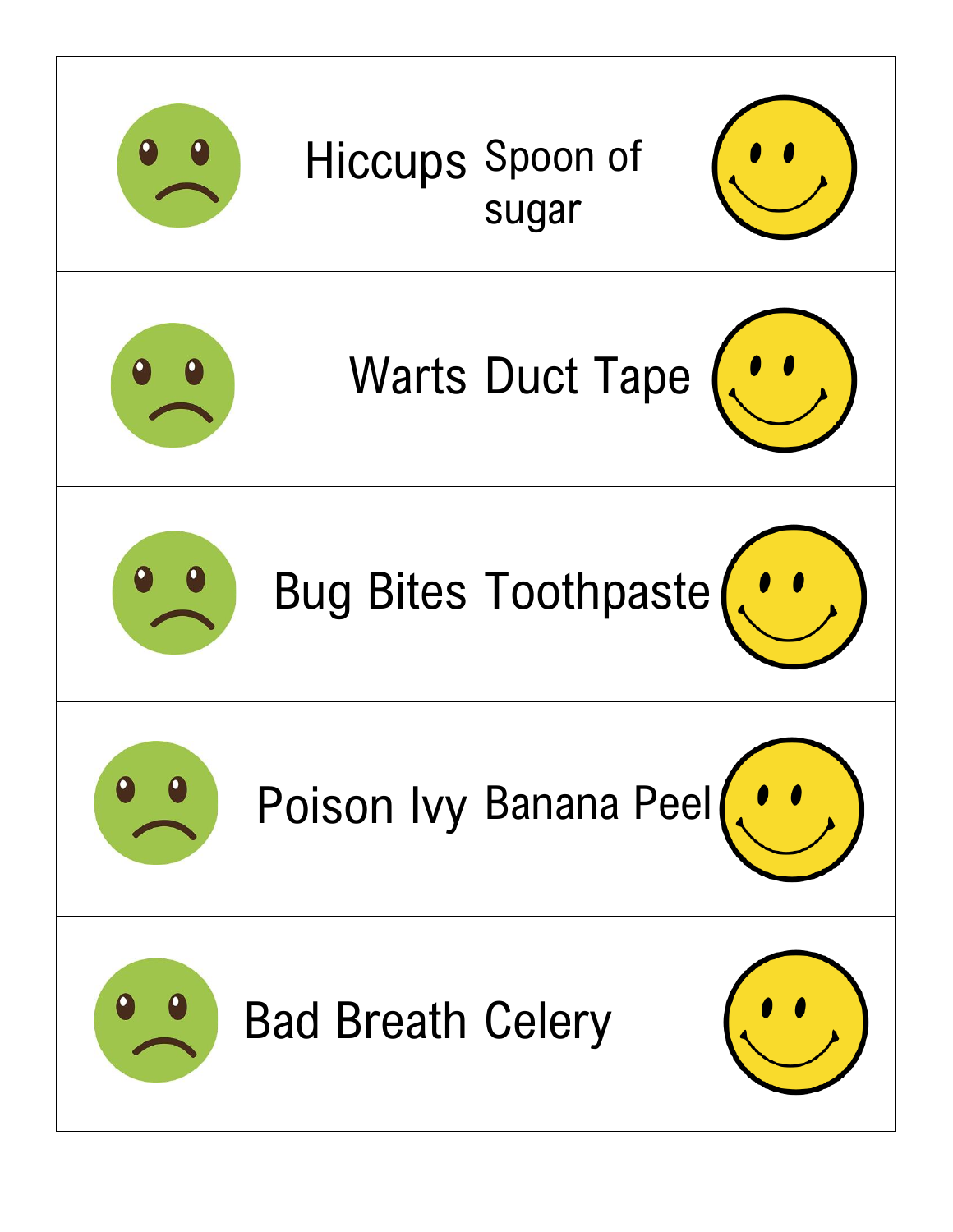| | |
| --- | --- |
| Hiccups | Spoon of sugar |
| Warts | Duct Tape |
| Bug Bites | Toothpaste |
| Poison Ivy | Banana Peel |
| Bad Breath | Celery |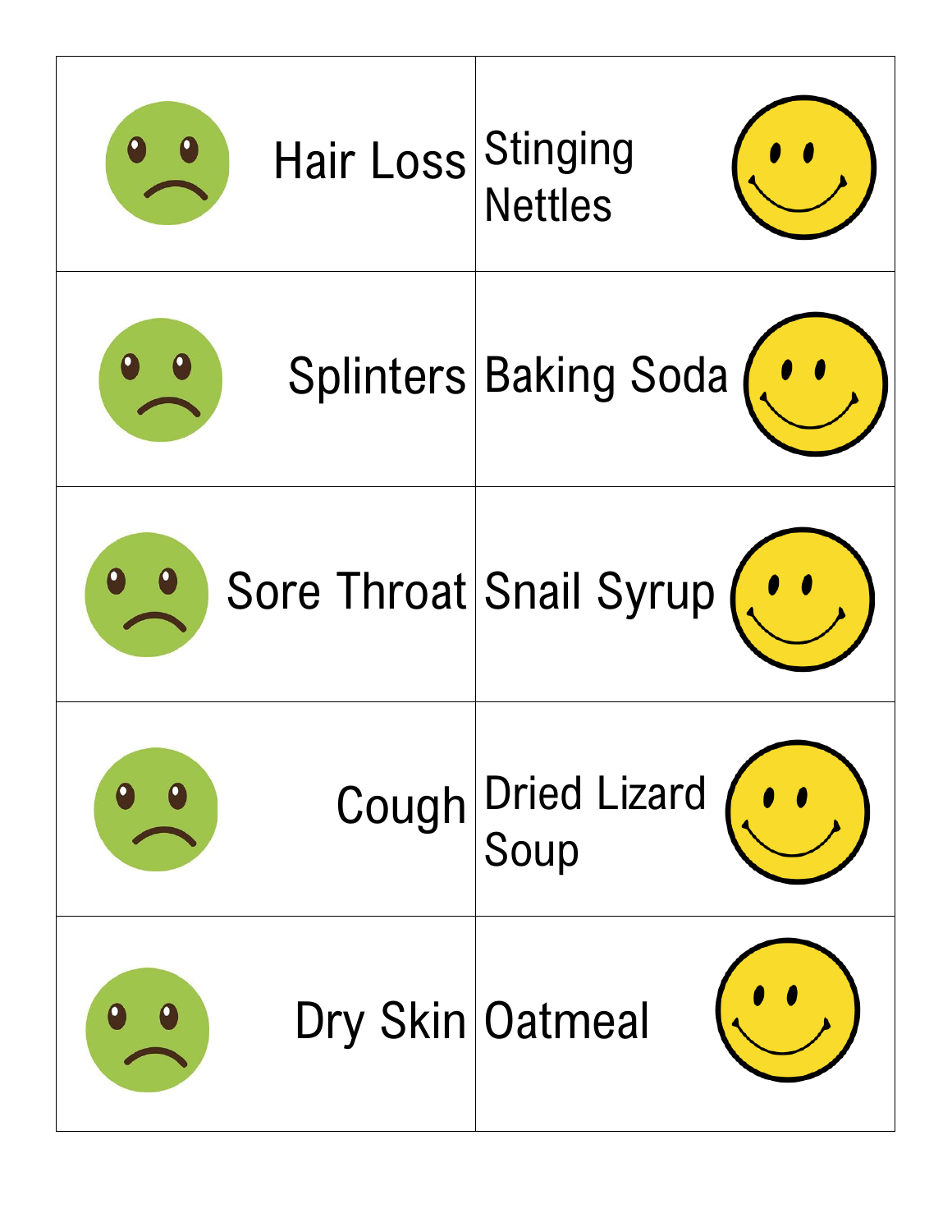| | |
|---|---|
| Hair Loss | Stinging Nettles |
| Splinters | Baking Soda |
| Sore Throat | Snail Syrup |
| Cough | Dried Lizard Soup |
| Dry Skin | Oatmeal |